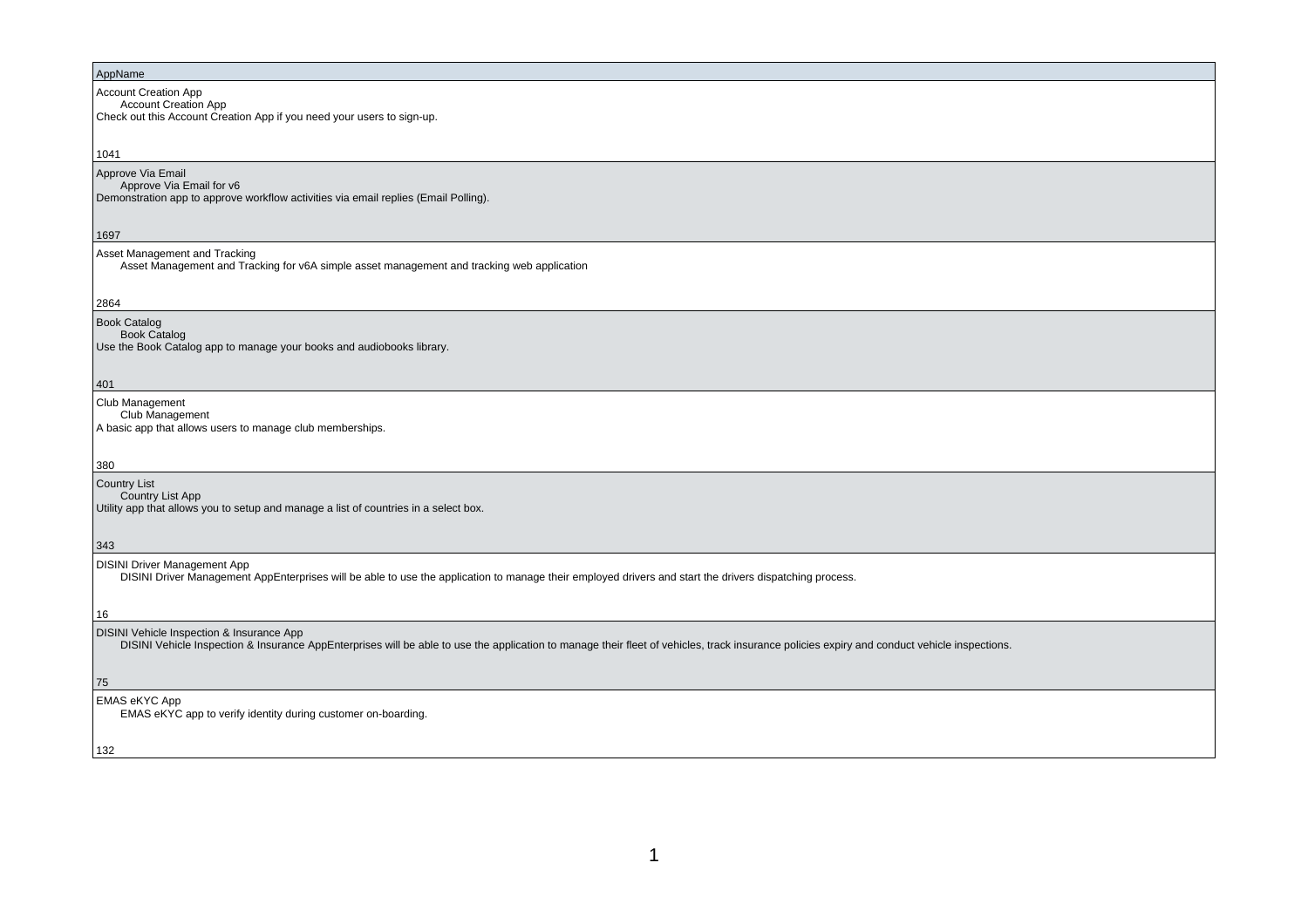| AppName |
|---|
| Account Creation App<br>Account Creation App<br>Check out this Account Creation App if you need your users to sign-up.<br><br>1041 |
| Approve Via Email<br>Approve Via Email for v6<br>Demonstration app to approve workflow activities via email replies (Email Polling).<br><br>1697 |
| Asset Management and Tracking<br>Asset Management and Tracking for v6A simple asset management and tracking web application<br><br>2864 |
| Book Catalog<br>Book Catalog<br>Use the Book Catalog app to manage your books and audiobooks library.<br><br>401 |
| Club Management<br>Club Management<br>A basic app that allows users to manage club memberships.<br><br>380 |
| Country List<br>Country List App<br>Utility app that allows you to setup and manage a list of countries in a select box.<br><br>343 |
| DISINI Driver Management App<br>DISINI Driver Management AppEnterprises will be able to use the application to manage their employed drivers and start the drivers dispatching process.<br><br>16 |
| DISINI Vehicle Inspection & Insurance App<br>DISINI Vehicle Inspection & Insurance AppEnterprises will be able to use the application to manage their fleet of vehicles, track insurance policies expiry and conduct vehicle inspections.<br><br>75 |
| EMAS eKYC App<br>EMAS eKYC app to verify identity during customer on-boarding.<br><br>132 |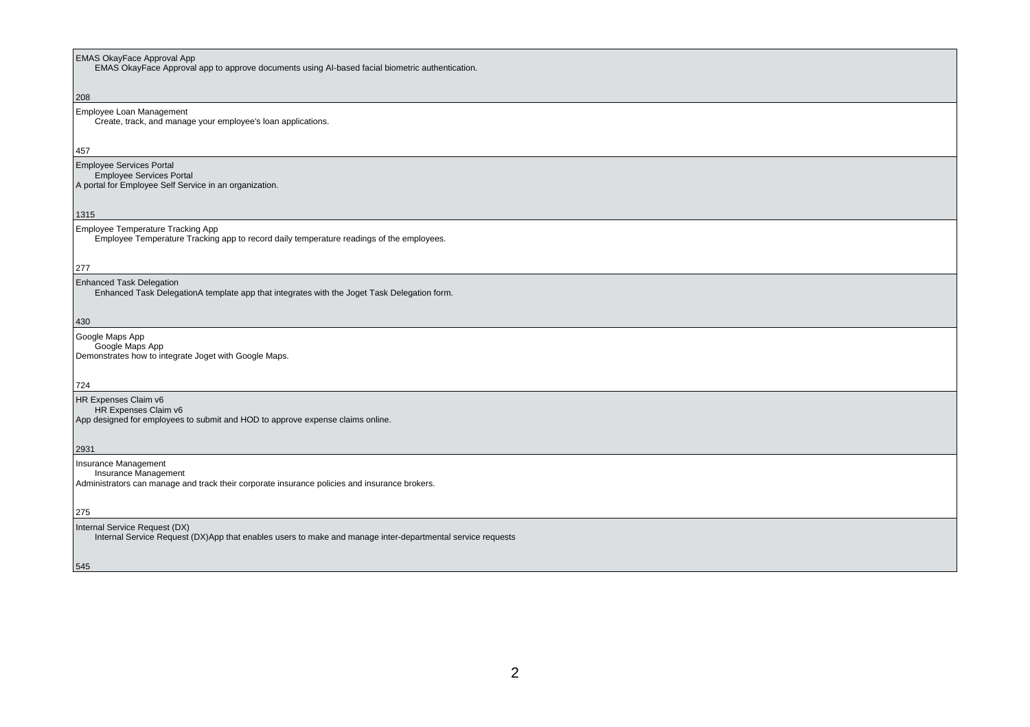| |
|---|
| EMAS OkayFace Approval App<br>EMAS OkayFace Approval app to approve documents using AI-based facial biometric authentication.<br><br>208 |
| Employee Loan Management<br>Create, track, and manage your employee's loan applications.<br><br>457 |
| Employee Services Portal<br>Employee Services Portal<br>A portal for Employee Self Service in an organization.<br><br>1315 |
| Employee Temperature Tracking App<br>Employee Temperature Tracking app to record daily temperature readings of the employees.<br><br>277 |
| Enhanced Task Delegation<br>Enhanced Task DelegationA template app that integrates with the Joget Task Delegation form.<br><br>430 |
| Google Maps App<br>Google Maps App<br>Demonstrates how to integrate Joget with Google Maps.<br><br>724 |
| HR Expenses Claim v6<br>HR Expenses Claim v6<br>App designed for employees to submit and HOD to approve expense claims online.<br><br>2931 |
| Insurance Management<br>Insurance Management<br>Administrators can manage and track their corporate insurance policies and insurance brokers.<br><br>275 |
| Internal Service Request (DX)<br>Internal Service Request (DX)App that enables users to make and manage inter-departmental service requests<br><br>545 |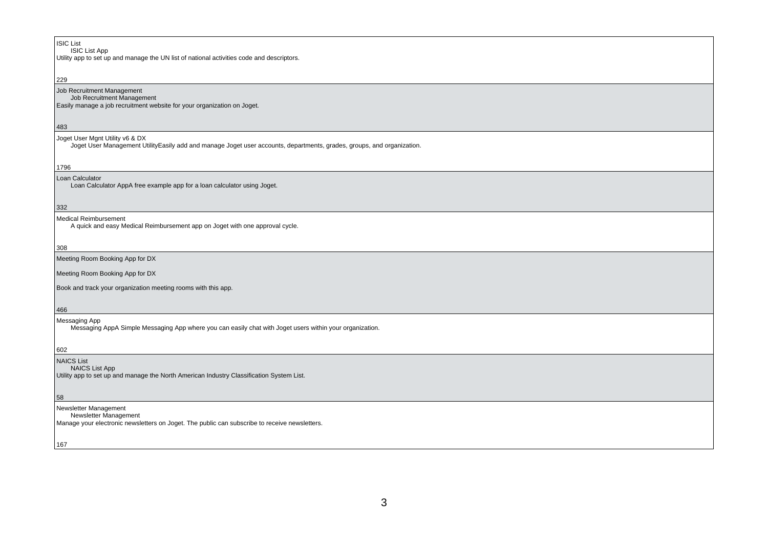| |
|---|
| ISIC List<br>ISIC List App<br>Utility app to set up and manage the UN list of national activities code and descriptors.<br><br>229 |
| Job Recruitment Management<br>Job Recruitment Management<br>Easily manage a job recruitment website for your organization on Joget.<br><br>483 |
| Joget User Mgnt Utility v6 & DX<br>Joget User Management UtilityEasily add and manage Joget user accounts, departments, grades, groups, and organization.<br><br>1796 |
| Loan Calculator<br>Loan Calculator AppA free example app for a loan calculator using Joget.<br><br>332 |
| Medical Reimbursement<br>A quick and easy Medical Reimbursement app on Joget with one approval cycle.<br><br>308 |
| Meeting Room Booking App for DX<br><br>Meeting Room Booking App for DX<br><br>Book and track your organization meeting rooms with this app.<br><br>466 |
| Messaging App<br>Messaging AppA Simple Messaging App where you can easily chat with Joget users within your organization.<br><br>602 |
| NAICS List<br>NAICS List App<br>Utility app to set up and manage the North American Industry Classification System List.<br><br>58 |
| Newsletter Management<br>Newsletter Management<br>Manage your electronic newsletters on Joget. The public can subscribe to receive newsletters.<br><br>167 |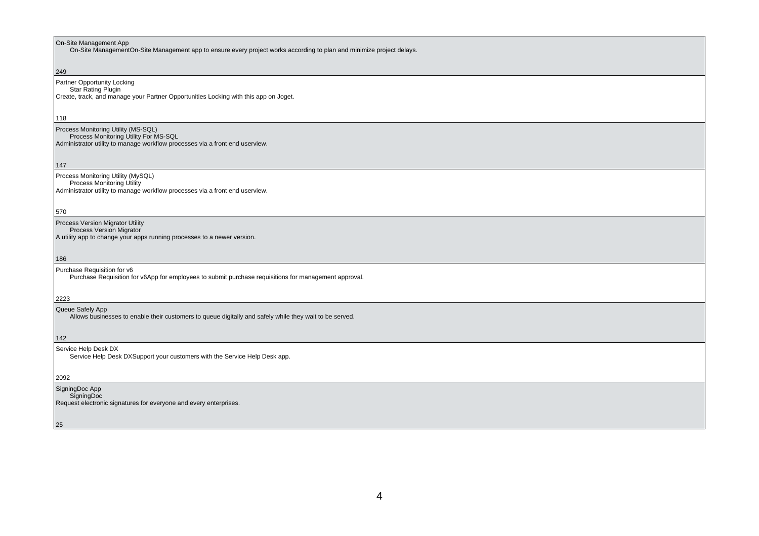On-Site Management App
On-Site ManagementOn-Site Management app to ensure every project works according to plan and minimize project delays.

249

Partner Opportunity Locking
Star Rating Plugin
Create, track, and manage your Partner Opportunities Locking with this app on Joget.

118

Process Monitoring Utility (MS-SQL)
Process Monitoring Utility For MS-SQL
Administrator utility to manage workflow processes via a front end userview.

147

Process Monitoring Utility (MySQL)
Process Monitoring Utility
Administrator utility to manage workflow processes via a front end userview.

570

Process Version Migrator Utility
Process Version Migrator
A utility app to change your apps running processes to a newer version.

186

Purchase Requisition for v6
Purchase Requisition for v6App for employees to submit purchase requisitions for management approval.

2223

Queue Safely App
Allows businesses to enable their customers to queue digitally and safely while they wait to be served.

142

Service Help Desk DX
Service Help Desk DXSupport your customers with the Service Help Desk app.

2092

SigningDoc App
SigningDoc
Request electronic signatures for everyone and every enterprises.

25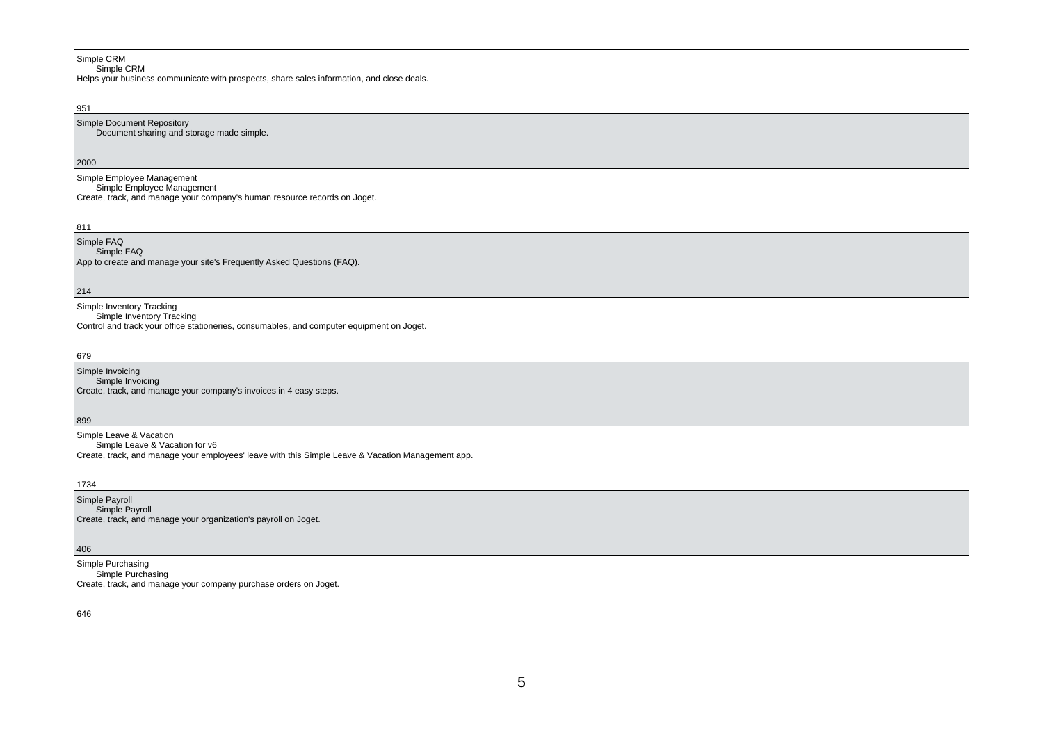| |
|---|
| Simple CRM<br>Simple CRM<br>Helps your business communicate with prospects, share sales information, and close deals.<br><br>951 |
| Simple Document Repository<br>Document sharing and storage made simple.<br><br>2000 |
| Simple Employee Management<br>Simple Employee Management<br>Create, track, and manage your company's human resource records on Joget.<br><br>811 |
| Simple FAQ<br>Simple FAQ<br>App to create and manage your site's Frequently Asked Questions (FAQ).<br><br>214 |
| Simple Inventory Tracking<br>Simple Inventory Tracking<br>Control and track your office stationeries, consumables, and computer equipment on Joget.<br><br>679 |
| Simple Invoicing<br>Simple Invoicing<br>Create, track, and manage your company's invoices in 4 easy steps.<br><br>899 |
| Simple Leave & Vacation<br>Simple Leave & Vacation for v6<br>Create, track, and manage your employees' leave with this Simple Leave & Vacation Management app.<br><br>1734 |
| Simple Payroll<br>Simple Payroll<br>Create, track, and manage your organization's payroll on Joget.<br><br>406 |
| Simple Purchasing<br>Simple Purchasing<br>Create, track, and manage your company purchase orders on Joget.<br><br>646 |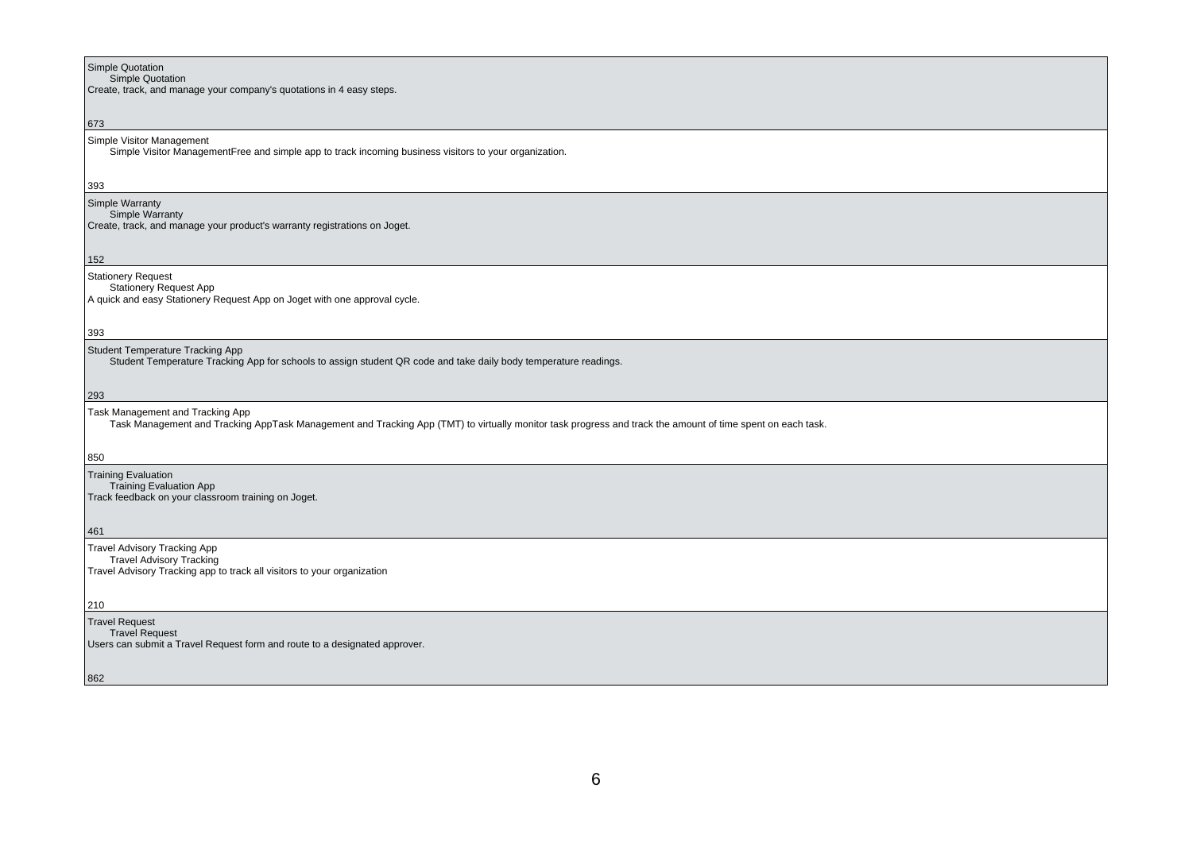Simple Quotation
    Simple Quotation
Create, track, and manage your company's quotations in 4 easy steps.

673

Simple Visitor Management
    Simple Visitor ManagementFree and simple app to track incoming business visitors to your organization.

393

Simple Warranty
    Simple Warranty
Create, track, and manage your product's warranty registrations on Joget.

152

Stationery Request
    Stationery Request App
A quick and easy Stationery Request App on Joget with one approval cycle.

393

Student Temperature Tracking App
    Student Temperature Tracking App for schools to assign student QR code and take daily body temperature readings.

293

Task Management and Tracking App
    Task Management and Tracking AppTask Management and Tracking App (TMT) to virtually monitor task progress and track the amount of time spent on each task.

850

Training Evaluation
    Training Evaluation App
Track feedback on your classroom training on Joget.

461

Travel Advisory Tracking App
    Travel Advisory Tracking
Travel Advisory Tracking app to track all visitors to your organization

210

Travel Request
    Travel Request
Users can submit a Travel Request form and route to a designated approver.

862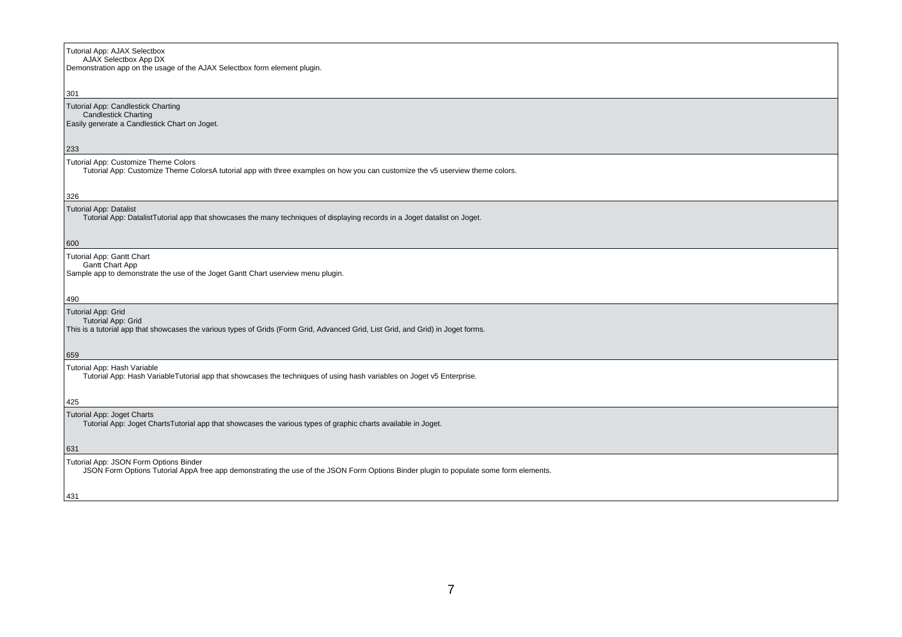Tutorial App: AJAX Selectbox
    AJAX Selectbox App DX
Demonstration app on the usage of the AJAX Selectbox form element plugin.

301

Tutorial App: Candlestick Charting
    Candlestick Charting
Easily generate a Candlestick Chart on Joget.

233

Tutorial App: Customize Theme Colors
    Tutorial App: Customize Theme ColorsA tutorial app with three examples on how you can customize the v5 userview theme colors.

326

Tutorial App: Datalist
    Tutorial App: DatalistTutorial app that showcases the many techniques of displaying records in a Joget datalist on Joget.

600

Tutorial App: Gantt Chart
    Gantt Chart App
Sample app to demonstrate the use of the Joget Gantt Chart userview menu plugin.

490

Tutorial App: Grid
    Tutorial App: Grid
This is a tutorial app that showcases the various types of Grids (Form Grid, Advanced Grid, List Grid, and Grid) in Joget forms.

659

Tutorial App: Hash Variable
    Tutorial App: Hash VariableTutorial app that showcases the techniques of using hash variables on Joget v5 Enterprise.

425

Tutorial App: Joget Charts
    Tutorial App: Joget ChartsTutorial app that showcases the various types of graphic charts available in Joget.

631

Tutorial App: JSON Form Options Binder
    JSON Form Options Tutorial AppA free app demonstrating the use of the JSON Form Options Binder plugin to populate some form elements.

431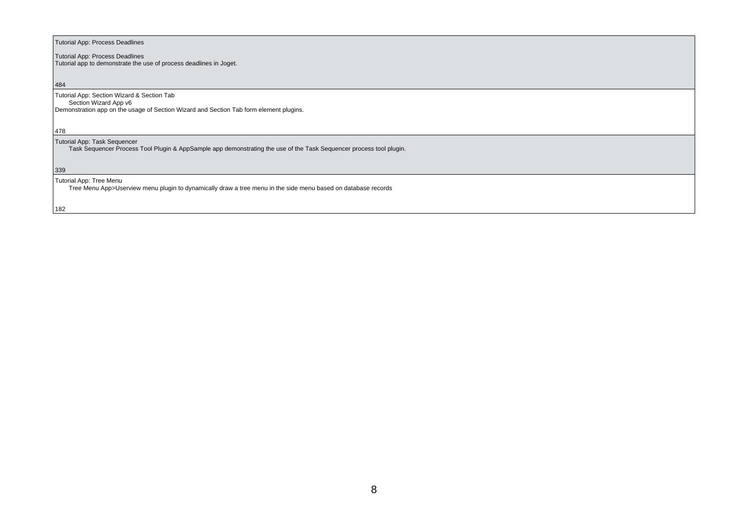| |
|---|
| Tutorial App: Process Deadlines<br><br>Tutorial App: Process Deadlines<br>Tutorial app to demonstrate the use of process deadlines in Joget.<br><br>484 |
| Tutorial App: Section Wizard & Section Tab<br>Section Wizard App v6<br>Demonstration app on the usage of Section Wizard and Section Tab form element plugins.<br><br>478 |
| Tutorial App: Task Sequencer<br>Task Sequencer Process Tool Plugin & AppSample app demonstrating the use of the Task Sequencer process tool plugin.<br><br>339 |
| Tutorial App: Tree Menu<br>Tree Menu App>Userview menu plugin to dynamically draw a tree menu in the side menu based on database records<br><br>182 |